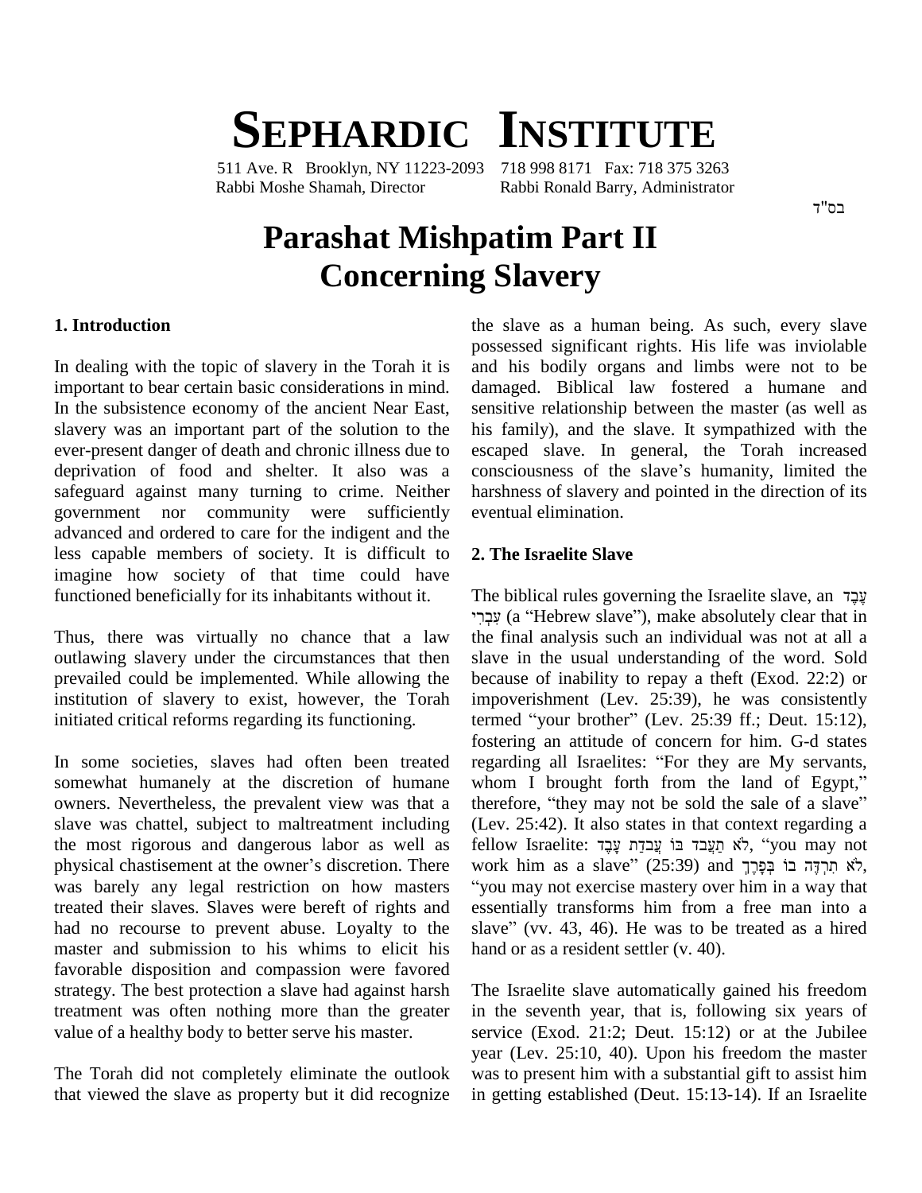# SEPHARDIC INSTITUTE

511 Ave. R Brooklyn, NY 11223-2093 718 998 8171 Fax: 718 375 3263
Rabbi Moshe Shamah, Director Rabbi Ronald Barry, Administrator

בס"ד

# Parashat Mishpatim Part II
# Concerning Slavery

## 1. Introduction

In dealing with the topic of slavery in the Torah it is important to bear certain basic considerations in mind. In the subsistence economy of the ancient Near East, slavery was an important part of the solution to the ever-present danger of death and chronic illness due to deprivation of food and shelter. It also was a safeguard against many turning to crime. Neither government nor community were sufficiently advanced and ordered to care for the indigent and the less capable members of society. It is difficult to imagine how society of that time could have functioned beneficially for its inhabitants without it.

Thus, there was virtually no chance that a law outlawing slavery under the circumstances that then prevailed could be implemented. While allowing the institution of slavery to exist, however, the Torah initiated critical reforms regarding its functioning.

In some societies, slaves had often been treated somewhat humanely at the discretion of humane owners. Nevertheless, the prevalent view was that a slave was chattel, subject to maltreatment including the most rigorous and dangerous labor as well as physical chastisement at the owner's discretion. There was barely any legal restriction on how masters treated their slaves. Slaves were bereft of rights and had no recourse to prevent abuse. Loyalty to the master and submission to his whims to elicit his favorable disposition and compassion were favored strategy. The best protection a slave had against harsh treatment was often nothing more than the greater value of a healthy body to better serve his master.

The Torah did not completely eliminate the outlook that viewed the slave as property but it did recognize the slave as a human being. As such, every slave possessed significant rights. His life was inviolable and his bodily organs and limbs were not to be damaged. Biblical law fostered a humane and sensitive relationship between the master (as well as his family), and the slave. It sympathized with the escaped slave. In general, the Torah increased consciousness of the slave's humanity, limited the harshness of slavery and pointed in the direction of its eventual elimination.

## 2. The Israelite Slave

The biblical rules governing the Israelite slave, an עֶבֶד עִבְרִי (a "Hebrew slave"), make absolutely clear that in the final analysis such an individual was not at all a slave in the usual understanding of the word. Sold because of inability to repay a theft (Exod. 22:2) or impoverishment (Lev. 25:39), he was consistently termed "your brother" (Lev. 25:39 ff.; Deut. 15:12), fostering an attitude of concern for him. G-d states regarding all Israelites: "For they are My servants, whom I brought forth from the land of Egypt," therefore, "they may not be sold the sale of a slave" (Lev. 25:42). It also states in that context regarding a fellow Israelite: לֹא תַעֲבֹד בּוֹ עֲבֹדַת עָבֶד, "you may not work him as a slave" (25:39) and לֹא תִרְדֶּה בוֹ בְּפָרֶךְ, "you may not exercise mastery over him in a way that essentially transforms him from a free man into a slave" (vv. 43, 46). He was to be treated as a hired hand or as a resident settler (v. 40).

The Israelite slave automatically gained his freedom in the seventh year, that is, following six years of service (Exod. 21:2; Deut. 15:12) or at the Jubilee year (Lev. 25:10, 40). Upon his freedom the master was to present him with a substantial gift to assist him in getting established (Deut. 15:13-14). If an Israelite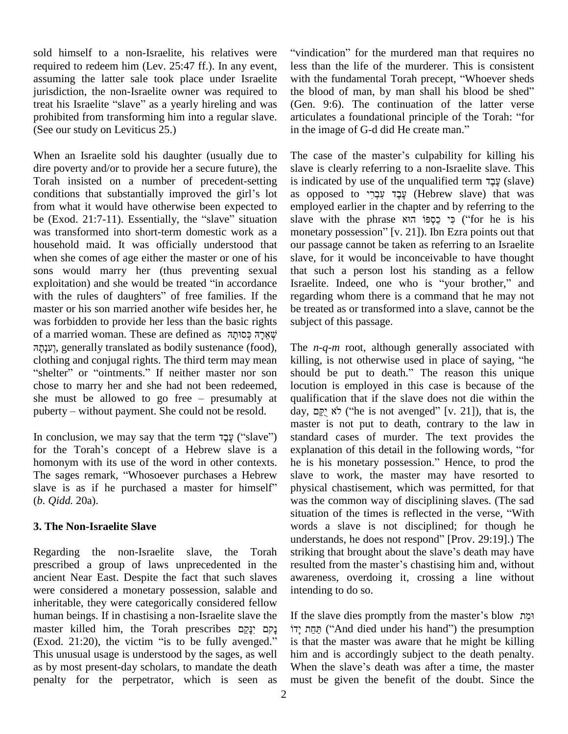sold himself to a non-Israelite, his relatives were required to redeem him (Lev. 25:47 ff.). In any event, assuming the latter sale took place under Israelite jurisdiction, the non-Israelite owner was required to treat his Israelite "slave" as a yearly hireling and was prohibited from transforming him into a regular slave. (See our study on Leviticus 25.)

When an Israelite sold his daughter (usually due to dire poverty and/or to provide her a secure future), the Torah insisted on a number of precedent-setting conditions that substantially improved the girl's lot from what it would have otherwise been expected to be (Exod. 21:7-11). Essentially, the "slave" situation was transformed into short-term domestic work as a household maid. It was officially understood that when she comes of age either the master or one of his sons would marry her (thus preventing sexual exploitation) and she would be treated "in accordance with the rules of daughters" of free families. If the master or his son married another wife besides her, he was forbidden to provide her less than the basic rights of a married woman. These are defined as שְׁאֵרָהּ כְּסוּתָהּ וְעֹנָתָהּ, generally translated as bodily sustenance (food), clothing and conjugal rights. The third term may mean "shelter" or "ointments." If neither master nor son chose to marry her and she had not been redeemed, she must be allowed to go free – presumably at puberty – without payment. She could not be resold.

In conclusion, we may say that the term עֶבֶד ("slave") for the Torah's concept of a Hebrew slave is a homonym with its use of the word in other contexts. The sages remark, "Whosoever purchases a Hebrew slave is as if he purchased a master for himself" (*b. Qidd.* 20a).

### 3. The Non-Israelite Slave

Regarding the non-Israelite slave, the Torah prescribed a group of laws unprecedented in the ancient Near East. Despite the fact that such slaves were considered a monetary possession, salable and inheritable, they were categorically considered fellow human beings. If in chastising a non-Israelite slave the master killed him, the Torah prescribes נָקֹם יִנָּקֵם (Exod. 21:20), the victim "is to be fully avenged." This unusual usage is understood by the sages, as well as by most present-day scholars, to mandate the death penalty for the perpetrator, which is seen as "vindication" for the murdered man that requires no less than the life of the murderer. This is consistent with the fundamental Torah precept, "Whoever sheds the blood of man, by man shall his blood be shed" (Gen. 9:6). The continuation of the latter verse articulates a foundational principle of the Torah: "for in the image of G-d did He create man."

The case of the master's culpability for killing his slave is clearly referring to a non-Israelite slave. This is indicated by use of the unqualified term עֶבֶד (slave) as opposed to עֶבֶד עִבְרִי (Hebrew slave) that was employed earlier in the chapter and by referring to the slave with the phrase כִּי כַסְפּוֹ הוּא ("for he is his monetary possession" [v. 21]). Ibn Ezra points out that our passage cannot be taken as referring to an Israelite slave, for it would be inconceivable to have thought that such a person lost his standing as a fellow Israelite. Indeed, one who is "your brother," and regarding whom there is a command that he may not be treated as or transformed into a slave, cannot be the subject of this passage.

The *n-q-m* root, although generally associated with killing, is not otherwise used in place of saying, "he should be put to death." The reason this unique locution is employed in this case is because of the qualification that if the slave does not die within the day, לֹא יֻקַּם ("he is not avenged" [v. 21]), that is, the master is not put to death, contrary to the law in standard cases of murder. The text provides the explanation of this detail in the following words, "for he is his monetary possession." Hence, to prod the slave to work, the master may have resorted to physical chastisement, which was permitted, for that was the common way of disciplining slaves. (The sad situation of the times is reflected in the verse, "With words a slave is not disciplined; for though he understands, he does not respond" [Prov. 29:19].) The striking that brought about the slave's death may have resulted from the master's chastising him and, without awareness, overdoing it, crossing a line without intending to do so.

If the slave dies promptly from the master's blow וּמֵת תַּחַת יָדוֹ ("And died under his hand") the presumption is that the master was aware that he might be killing him and is accordingly subject to the death penalty. When the slave's death was after a time, the master must be given the benefit of the doubt. Since the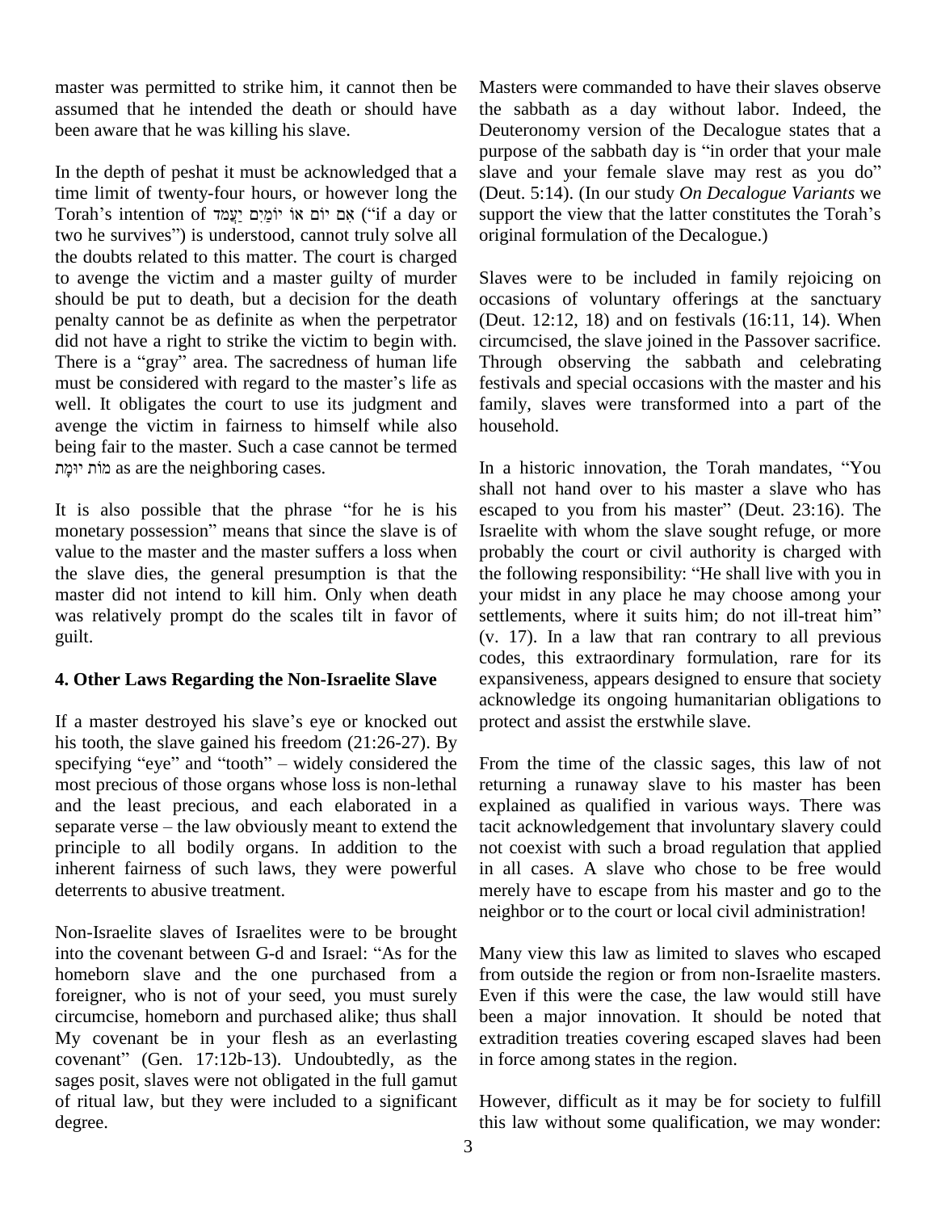master was permitted to strike him, it cannot then be assumed that he intended the death or should have been aware that he was killing his slave.

In the depth of peshat it must be acknowledged that a time limit of twenty-four hours, or however long the Torah's intention of אִם יוֹם אוֹ יוֹמַיִם יַעֲמֹד ("if a day or two he survives") is understood, cannot truly solve all the doubts related to this matter. The court is charged to avenge the victim and a master guilty of murder should be put to death, but a decision for the death penalty cannot be as definite as when the perpetrator did not have a right to strike the victim to begin with. There is a "gray" area. The sacredness of human life must be considered with regard to the master's life as well. It obligates the court to use its judgment and avenge the victim in fairness to himself while also being fair to the master. Such a case cannot be termed מוֹת יוּמָת as are the neighboring cases.

It is also possible that the phrase "for he is his monetary possession" means that since the slave is of value to the master and the master suffers a loss when the slave dies, the general presumption is that the master did not intend to kill him. Only when death was relatively prompt do the scales tilt in favor of guilt.

## 4. Other Laws Regarding the Non-Israelite Slave

If a master destroyed his slave's eye or knocked out his tooth, the slave gained his freedom (21:26-27). By specifying "eye" and "tooth" – widely considered the most precious of those organs whose loss is non-lethal and the least precious, and each elaborated in a separate verse – the law obviously meant to extend the principle to all bodily organs. In addition to the inherent fairness of such laws, they were powerful deterrents to abusive treatment.

Non-Israelite slaves of Israelites were to be brought into the covenant between G-d and Israel: "As for the homeborn slave and the one purchased from a foreigner, who is not of your seed, you must surely circumcise, homeborn and purchased alike; thus shall My covenant be in your flesh as an everlasting covenant" (Gen. 17:12b-13). Undoubtedly, as the sages posit, slaves were not obligated in the full gamut of ritual law, but they were included to a significant degree.

Masters were commanded to have their slaves observe the sabbath as a day without labor. Indeed, the Deuteronomy version of the Decalogue states that a purpose of the sabbath day is "in order that your male slave and your female slave may rest as you do" (Deut. 5:14). (In our study *On Decalogue Variants* we support the view that the latter constitutes the Torah's original formulation of the Decalogue.)

Slaves were to be included in family rejoicing on occasions of voluntary offerings at the sanctuary (Deut. 12:12, 18) and on festivals (16:11, 14). When circumcised, the slave joined in the Passover sacrifice. Through observing the sabbath and celebrating festivals and special occasions with the master and his family, slaves were transformed into a part of the household.

In a historic innovation, the Torah mandates, "You shall not hand over to his master a slave who has escaped to you from his master" (Deut. 23:16). The Israelite with whom the slave sought refuge, or more probably the court or civil authority is charged with the following responsibility: "He shall live with you in your midst in any place he may choose among your settlements, where it suits him; do not ill-treat him" (v. 17). In a law that ran contrary to all previous codes, this extraordinary formulation, rare for its expansiveness, appears designed to ensure that society acknowledge its ongoing humanitarian obligations to protect and assist the erstwhile slave.

From the time of the classic sages, this law of not returning a runaway slave to his master has been explained as qualified in various ways. There was tacit acknowledgement that involuntary slavery could not coexist with such a broad regulation that applied in all cases. A slave who chose to be free would merely have to escape from his master and go to the neighbor or to the court or local civil administration!

Many view this law as limited to slaves who escaped from outside the region or from non-Israelite masters. Even if this were the case, the law would still have been a major innovation. It should be noted that extradition treaties covering escaped slaves had been in force among states in the region.

However, difficult as it may be for society to fulfill this law without some qualification, we may wonder: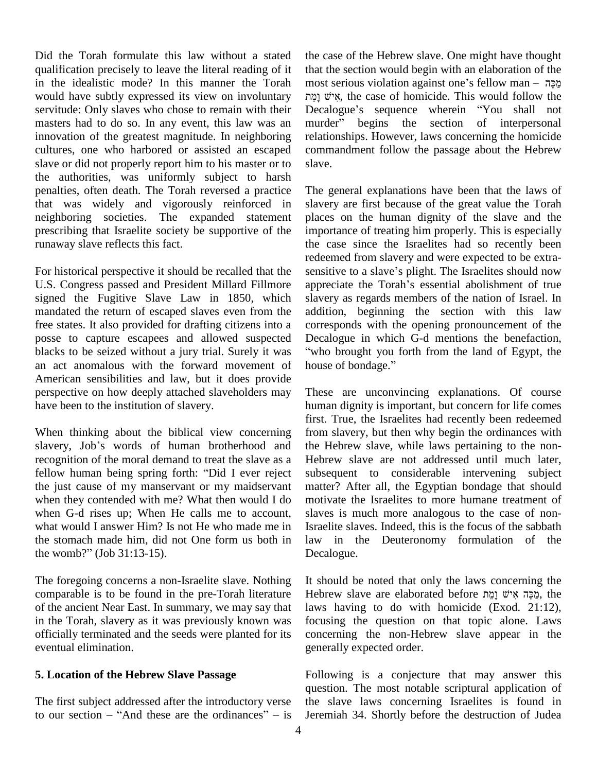Did the Torah formulate this law without a stated qualification precisely to leave the literal reading of it in the idealistic mode? In this manner the Torah would have subtly expressed its view on involuntary servitude: Only slaves who chose to remain with their masters had to do so. In any event, this law was an innovation of the greatest magnitude. In neighboring cultures, one who harbored or assisted an escaped slave or did not properly report him to his master or to the authorities, was uniformly subject to harsh penalties, often death. The Torah reversed a practice that was widely and vigorously reinforced in neighboring societies. The expanded statement prescribing that Israelite society be supportive of the runaway slave reflects this fact.

For historical perspective it should be recalled that the U.S. Congress passed and President Millard Fillmore signed the Fugitive Slave Law in 1850, which mandated the return of escaped slaves even from the free states. It also provided for drafting citizens into a posse to capture escapees and allowed suspected blacks to be seized without a jury trial. Surely it was an act anomalous with the forward movement of American sensibilities and law, but it does provide perspective on how deeply attached slaveholders may have been to the institution of slavery.

When thinking about the biblical view concerning slavery, Job's words of human brotherhood and recognition of the moral demand to treat the slave as a fellow human being spring forth: "Did I ever reject the just cause of my manservant or my maidservant when they contended with me? What then would I do when G-d rises up; When He calls me to account, what would I answer Him? Is not He who made me in the stomach made him, did not One form us both in the womb?" (Job 31:13-15).

The foregoing concerns a non-Israelite slave. Nothing comparable is to be found in the pre-Torah literature of the ancient Near East. In summary, we may say that in the Torah, slavery as it was previously known was officially terminated and the seeds were planted for its eventual elimination.

## 5. Location of the Hebrew Slave Passage

The first subject addressed after the introductory verse to our section – "And these are the ordinances" – is the case of the Hebrew slave. One might have thought that the section would begin with an elaboration of the most serious violation against one's fellow man – מַכֵּה אִישׁ וָמֵת, the case of homicide. This would follow the Decalogue's sequence wherein "You shall not murder" begins the section of interpersonal relationships. However, laws concerning the homicide commandment follow the passage about the Hebrew slave.

The general explanations have been that the laws of slavery are first because of the great value the Torah places on the human dignity of the slave and the importance of treating him properly. This is especially the case since the Israelites had so recently been redeemed from slavery and were expected to be extra-sensitive to a slave's plight. The Israelites should now appreciate the Torah's essential abolishment of true slavery as regards members of the nation of Israel. In addition, beginning the section with this law corresponds with the opening pronouncement of the Decalogue in which G-d mentions the benefaction, "who brought you forth from the land of Egypt, the house of bondage."

These are unconvincing explanations. Of course human dignity is important, but concern for life comes first. True, the Israelites had recently been redeemed from slavery, but then why begin the ordinances with the Hebrew slave, while laws pertaining to the non-Hebrew slave are not addressed until much later, subsequent to considerable intervening subject matter? After all, the Egyptian bondage that should motivate the Israelites to more humane treatment of slaves is much more analogous to the case of non-Israelite slaves. Indeed, this is the focus of the sabbath law in the Deuteronomy formulation of the Decalogue.

It should be noted that only the laws concerning the Hebrew slave are elaborated before מַכֵּה אִישׁ וָמֵת, the laws having to do with homicide (Exod. 21:12), focusing the question on that topic alone. Laws concerning the non-Hebrew slave appear in the generally expected order.

Following is a conjecture that may answer this question. The most notable scriptural application of the slave laws concerning Israelites is found in Jeremiah 34. Shortly before the destruction of Judea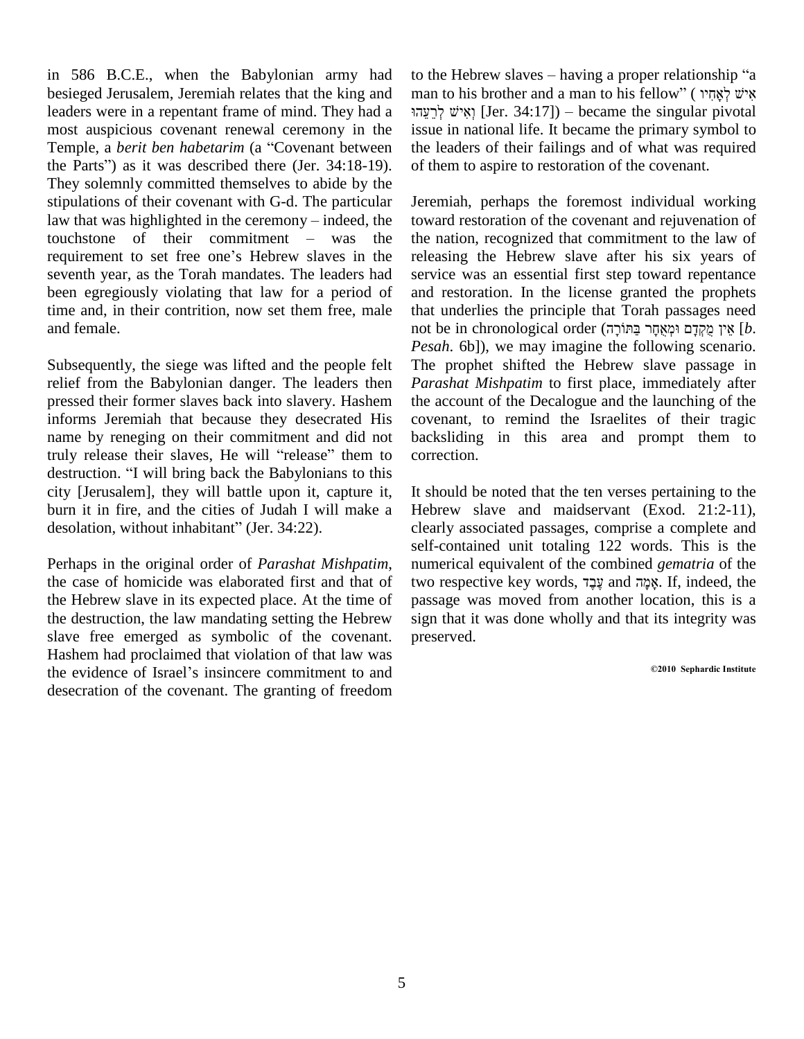in 586 B.C.E., when the Babylonian army had besieged Jerusalem, Jeremiah relates that the king and leaders were in a repentant frame of mind. They had a most auspicious covenant renewal ceremony in the Temple, a *berit ben habetarim* (a "Covenant between the Parts") as it was described there (Jer. 34:18-19). They solemnly committed themselves to abide by the stipulations of their covenant with G-d. The particular law that was highlighted in the ceremony – indeed, the touchstone of their commitment – was the requirement to set free one's Hebrew slaves in the seventh year, as the Torah mandates. The leaders had been egregiously violating that law for a period of time and, in their contrition, now set them free, male and female.

Subsequently, the siege was lifted and the people felt relief from the Babylonian danger. The leaders then pressed their former slaves back into slavery. Hashem informs Jeremiah that because they desecrated His name by reneging on their commitment and did not truly release their slaves, He will "release" them to destruction. "I will bring back the Babylonians to this city [Jerusalem], they will battle upon it, capture it, burn it in fire, and the cities of Judah I will make a desolation, without inhabitant" (Jer. 34:22).

Perhaps in the original order of *Parashat Mishpatim*, the case of homicide was elaborated first and that of the Hebrew slave in its expected place. At the time of the destruction, the law mandating setting the Hebrew slave free emerged as symbolic of the covenant. Hashem had proclaimed that violation of that law was the evidence of Israel's insincere commitment to and desecration of the covenant. The granting of freedom to the Hebrew slaves – having a proper relationship "a man to his brother and a man to his fellow" (אִישׁ לְאָחִיו וְאִישׁ לְרֵעֵהוּ [Jer. 34:17]) – became the singular pivotal issue in national life. It became the primary symbol to the leaders of their failings and of what was required of them to aspire to restoration of the covenant.

Jeremiah, perhaps the foremost individual working toward restoration of the covenant and rejuvenation of the nation, recognized that commitment to the law of releasing the Hebrew slave after his six years of service was an essential first step toward repentance and restoration. In the license granted the prophets that underlies the principle that Torah passages need not be in chronological order (אֵין מֻקְדָּם וּמְאֻחָר בַּתּוֹרָה [*b. Pesah*. 6b]), we may imagine the following scenario. The prophet shifted the Hebrew slave passage in *Parashat Mishpatim* to first place, immediately after the account of the Decalogue and the launching of the covenant, to remind the Israelites of their tragic backsliding in this area and prompt them to correction.

It should be noted that the ten verses pertaining to the Hebrew slave and maidservant (Exod. 21:2-11), clearly associated passages, comprise a complete and self-contained unit totaling 122 words. This is the numerical equivalent of the combined *gematria* of the two respective key words, עֶבֶד and אָמָה. If, indeed, the passage was moved from another location, this is a sign that it was done wholly and that its integrity was preserved.

©2010 Sephardic Institute